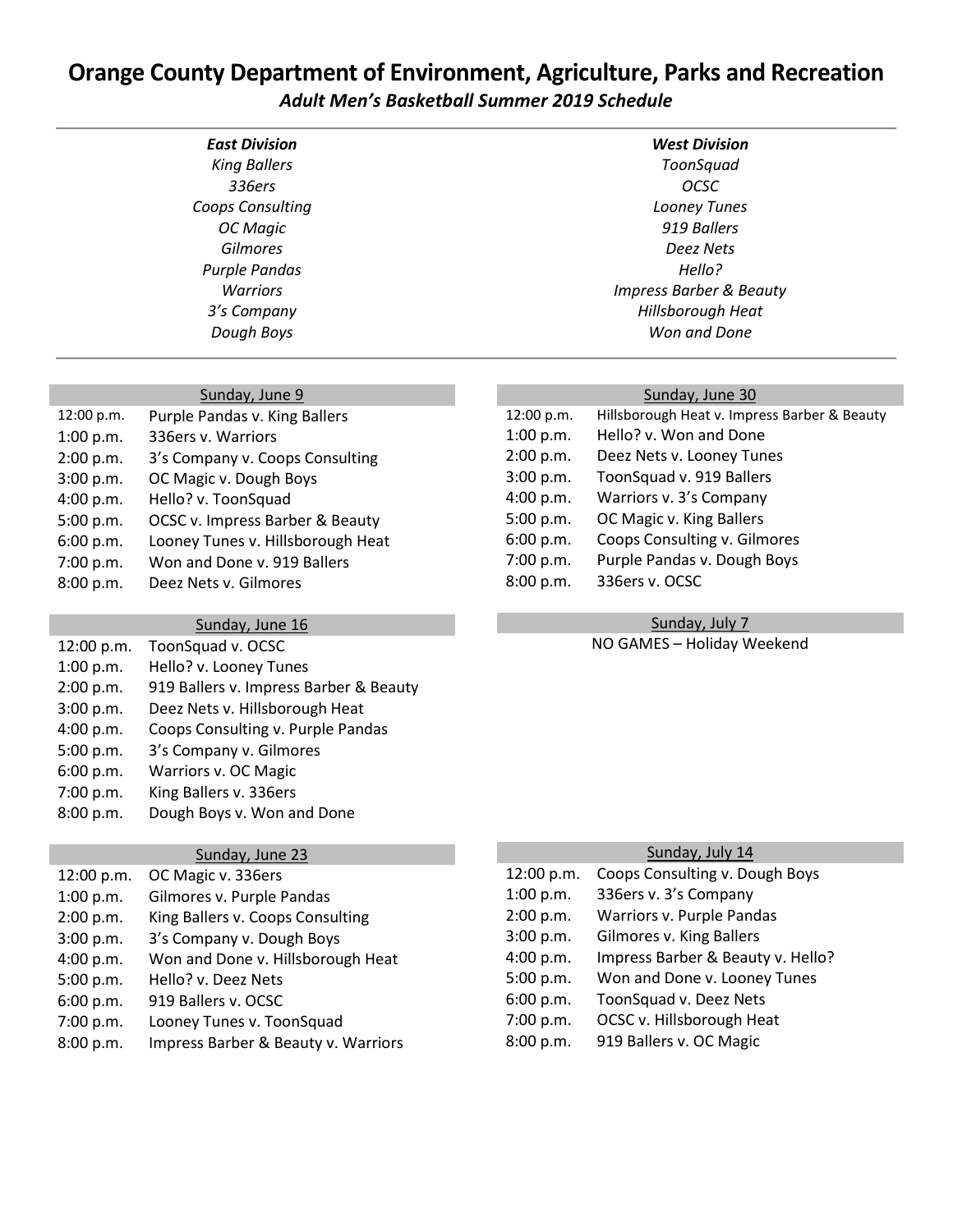# Orange County Department of Environment, Agriculture, Parks and Recreation

***Adult Men's Basketball Summer 2019 Schedule***

| *East Division* | *West Division* |
|---|---|
| *King Ballers* | *ToonSquad* |
| *336ers* | *OCSC* |
| *Coops Consulting* | *Looney Tunes* |
| *OC Magic* | *919 Ballers* |
| *Gilmores* | *Deez Nets* |
| *Purple Pandas* | *Hello?* |
| *Warriors* | *Impress Barber & Beauty* |
| *3's Company* | *Hillsborough Heat* |
| *Dough Boys* | *Won and Done* |

### Sunday, June 9

| Time | Game |
|---|---|
| 12:00 p.m. | Purple Pandas v. King Ballers |
| 1:00 p.m. | 336ers v. Warriors |
| 2:00 p.m. | 3's Company v. Coops Consulting |
| 3:00 p.m. | OC Magic v. Dough Boys |
| 4:00 p.m. | Hello? v. ToonSquad |
| 5:00 p.m. | OCSC v. Impress Barber & Beauty |
| 6:00 p.m. | Looney Tunes v. Hillsborough Heat |
| 7:00 p.m. | Won and Done v. 919 Ballers |
| 8:00 p.m. | Deez Nets v. Gilmores |

### Sunday, June 16

| Time | Game |
|---|---|
| 12:00 p.m. | ToonSquad v. OCSC |
| 1:00 p.m. | Hello? v. Looney Tunes |
| 2:00 p.m. | 919 Ballers v. Impress Barber & Beauty |
| 3:00 p.m. | Deez Nets v. Hillsborough Heat |
| 4:00 p.m. | Coops Consulting v. Purple Pandas |
| 5:00 p.m. | 3's Company v. Gilmores |
| 6:00 p.m. | Warriors v. OC Magic |
| 7:00 p.m. | King Ballers v. 336ers |
| 8:00 p.m. | Dough Boys v. Won and Done |

### Sunday, June 23

| Time | Game |
|---|---|
| 12:00 p.m. | OC Magic v. 336ers |
| 1:00 p.m. | Gilmores v. Purple Pandas |
| 2:00 p.m. | King Ballers v. Coops Consulting |
| 3:00 p.m. | 3's Company v. Dough Boys |
| 4:00 p.m. | Won and Done v. Hillsborough Heat |
| 5:00 p.m. | Hello? v. Deez Nets |
| 6:00 p.m. | 919 Ballers v. OCSC |
| 7:00 p.m. | Looney Tunes v. ToonSquad |
| 8:00 p.m. | Impress Barber & Beauty v. Warriors |

### Sunday, June 30

| Time | Game |
|---|---|
| 12:00 p.m. | Hillsborough Heat v. Impress Barber & Beauty |
| 1:00 p.m. | Hello? v. Won and Done |
| 2:00 p.m. | Deez Nets v. Looney Tunes |
| 3:00 p.m. | ToonSquad v. 919 Ballers |
| 4:00 p.m. | Warriors v. 3's Company |
| 5:00 p.m. | OC Magic v. King Ballers |
| 6:00 p.m. | Coops Consulting v. Gilmores |
| 7:00 p.m. | Purple Pandas v. Dough Boys |
| 8:00 p.m. | 336ers v. OCSC |

### Sunday, July 7

NO GAMES – Holiday Weekend

### Sunday, July 14

| Time | Game |
|---|---|
| 12:00 p.m. | Coops Consulting v. Dough Boys |
| 1:00 p.m. | 336ers v. 3's Company |
| 2:00 p.m. | Warriors v. Purple Pandas |
| 3:00 p.m. | Gilmores v. King Ballers |
| 4:00 p.m. | Impress Barber & Beauty v. Hello? |
| 5:00 p.m. | Won and Done v. Looney Tunes |
| 6:00 p.m. | ToonSquad v. Deez Nets |
| 7:00 p.m. | OCSC v. Hillsborough Heat |
| 8:00 p.m. | 919 Ballers v. OC Magic |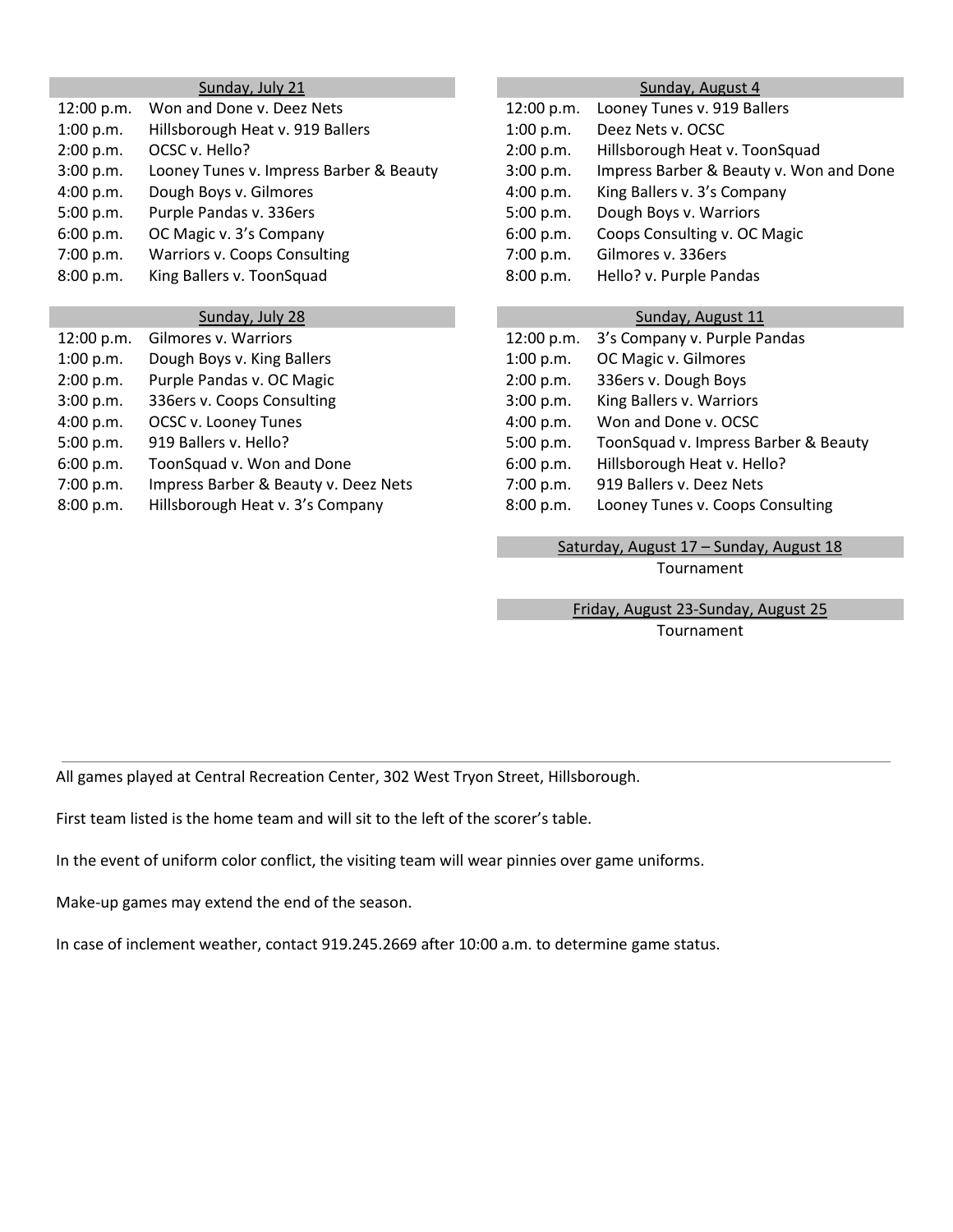| Sunday, July 21 | |
| --- | --- |
| 12:00 p.m. | Won and Done v. Deez Nets |
| 1:00 p.m. | Hillsborough Heat v. 919 Ballers |
| 2:00 p.m. | OCSC v. Hello? |
| 3:00 p.m. | Looney Tunes v. Impress Barber & Beauty |
| 4:00 p.m. | Dough Boys v. Gilmores |
| 5:00 p.m. | Purple Pandas v. 336ers |
| 6:00 p.m. | OC Magic v. 3's Company |
| 7:00 p.m. | Warriors v. Coops Consulting |
| 8:00 p.m. | King Ballers v. ToonSquad |

| Sunday, July 28 | |
| --- | --- |
| 12:00 p.m. | Gilmores v. Warriors |
| 1:00 p.m. | Dough Boys v. King Ballers |
| 2:00 p.m. | Purple Pandas v. OC Magic |
| 3:00 p.m. | 336ers v. Coops Consulting |
| 4:00 p.m. | OCSC v. Looney Tunes |
| 5:00 p.m. | 919 Ballers v. Hello? |
| 6:00 p.m. | ToonSquad v. Won and Done |
| 7:00 p.m. | Impress Barber & Beauty v. Deez Nets |
| 8:00 p.m. | Hillsborough Heat v. 3's Company |

| Sunday, August 4 | |
| --- | --- |
| 12:00 p.m. | Looney Tunes v. 919 Ballers |
| 1:00 p.m. | Deez Nets v. OCSC |
| 2:00 p.m. | Hillsborough Heat v. ToonSquad |
| 3:00 p.m. | Impress Barber & Beauty v. Won and Done |
| 4:00 p.m. | King Ballers v. 3's Company |
| 5:00 p.m. | Dough Boys v. Warriors |
| 6:00 p.m. | Coops Consulting v. OC Magic |
| 7:00 p.m. | Gilmores v. 336ers |
| 8:00 p.m. | Hello? v. Purple Pandas |

| Sunday, August 11 | |
| --- | --- |
| 12:00 p.m. | 3's Company v. Purple Pandas |
| 1:00 p.m. | OC Magic v. Gilmores |
| 2:00 p.m. | 336ers v. Dough Boys |
| 3:00 p.m. | King Ballers v. Warriors |
| 4:00 p.m. | Won and Done v. OCSC |
| 5:00 p.m. | ToonSquad v. Impress Barber & Beauty |
| 6:00 p.m. | Hillsborough Heat v. Hello? |
| 7:00 p.m. | 919 Ballers v. Deez Nets |
| 8:00 p.m. | Looney Tunes v. Coops Consulting |

**Saturday, August 17 – Sunday, August 18**

Tournament

**Friday, August 23-Sunday, August 25**

Tournament

---

All games played at Central Recreation Center, 302 West Tryon Street, Hillsborough.

First team listed is the home team and will sit to the left of the scorer's table.

In the event of uniform color conflict, the visiting team will wear pinnies over game uniforms.

Make-up games may extend the end of the season.

In case of inclement weather, contact 919.245.2669 after 10:00 a.m. to determine game status.